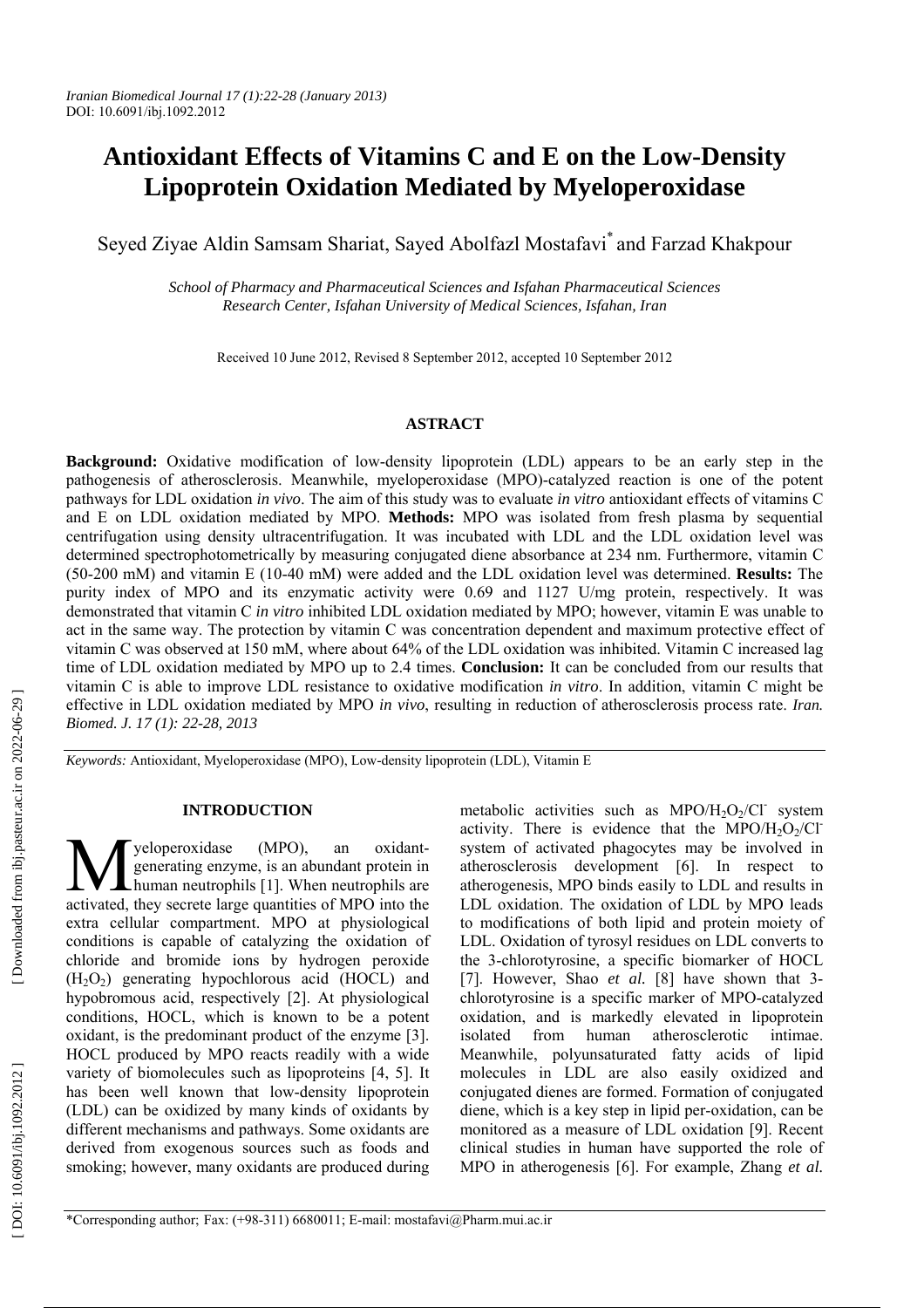# Antioxidant Effects of Vitamins C and E on the Low-Density Lipoprotein Oxidation Mediated by Myeloperoxidase

Seyed Ziyae Aldin Samsam Shariat, Sayed Abolfazl Mostafavi* and Farzad Khakpour

*School of Pharmacy and Pharmaceutical Sciences and Isfahan Pharmaceutical Sciences Research Center, Isfahan University of Medical Sciences, Isfahan, Iran*

Received 10 June 2012, Revised 8 September 2012, accepted 10 September 2012

## ASTRACT

**Background:** Oxidative modification of low-density lipoprotein (LDL) appears to be an early step in the pathogenesis of atherosclerosis. Meanwhile, myeloperoxidase (MPO)-catalyzed reaction is one of the potent pathways for LDL oxidation *in vivo*. The aim of this study was to evaluate *in vitro* antioxidant effects of vitamins C and E on LDL oxidation mediated by MPO. **Methods:** MPO was isolated from fresh plasma by sequential centrifugation using density ultracentrifugation. It was incubated with LDL and the LDL oxidation level was determined spectrophotometrically by measuring conjugated diene absorbance at 234 nm. Furthermore, vitamin C (50-200 mM) and vitamin E (10-40 mM) were added and the LDL oxidation level was determined. **Results:** The purity index of MPO and its enzymatic activity were 0.69 and 1127 U/mg protein, respectively. It was demonstrated that vitamin C *in vitro* inhibited LDL oxidation mediated by MPO; however, vitamin E was unable to act in the same way. The protection by vitamin C was concentration dependent and maximum protective effect of vitamin C was observed at 150 mM, where about 64% of the LDL oxidation was inhibited. Vitamin C increased lag time of LDL oxidation mediated by MPO up to 2.4 times. **Conclusion:** It can be concluded from our results that vitamin C is able to improve LDL resistance to oxidative modification *in vitro*. In addition, vitamin C might be effective in LDL oxidation mediated by MPO *in vivo*, resulting in reduction of atherosclerosis process rate. *Iran. Biomed. J. 17 (1): 22-28, 2013*

*Keywords:* Antioxidant, Myeloperoxidase (MPO), Low-density lipoprotein (LDL), Vitamin E

## INTRODUCTION

Myeloperoxidase (MPO), an oxidant-generating enzyme, is an abundant protein in human neutrophils [1]. When neutrophils are activated, they secrete large quantities of MPO into the extra cellular compartment. MPO at physiological conditions is capable of catalyzing the oxidation of chloride and bromide ions by hydrogen peroxide ($H_2O_2$) generating hypochlorous acid (HOCL) and hypobromous acid, respectively [2]. At physiological conditions, HOCL, which is known to be a potent oxidant, is the predominant product of the enzyme [3]. HOCL produced by MPO reacts readily with a wide variety of biomolecules such as lipoproteins [4, 5]. It has been well known that low-density lipoprotein (LDL) can be oxidized by many kinds of oxidants by different mechanisms and pathways. Some oxidants are derived from exogenous sources such as foods and smoking; however, many oxidants are produced during metabolic activities such as $MPO/H_2O_2/Cl^-$ system activity. There is evidence that the $MPO/H_2O_2/Cl^-$ system of activated phagocytes may be involved in atherosclerosis development [6]. In respect to atherogenesis, MPO binds easily to LDL and results in LDL oxidation. The oxidation of LDL by MPO leads to modifications of both lipid and protein moiety of LDL. Oxidation of tyrosyl residues on LDL converts to the 3-chlorotyrosine, a specific biomarker of HOCL [7]. However, Shao *et al.* [8] have shown that 3-chlorotyrosine is a specific marker of MPO-catalyzed oxidation, and is markedly elevated in lipoprotein isolated from human atherosclerotic intimae. Meanwhile, polyunsaturated fatty acids of lipid molecules in LDL are also easily oxidized and conjugated dienes are formed. Formation of conjugated diene, which is a key step in lipid per-oxidation, can be monitored as a measure of LDL oxidation [9]. Recent clinical studies in human have supported the role of MPO in atherogenesis [6]. For example, Zhang *et al.*

*Corresponding author; Fax: (+98-311) 6680011; E-mail: mostafavi@Pharm.mui.ac.ir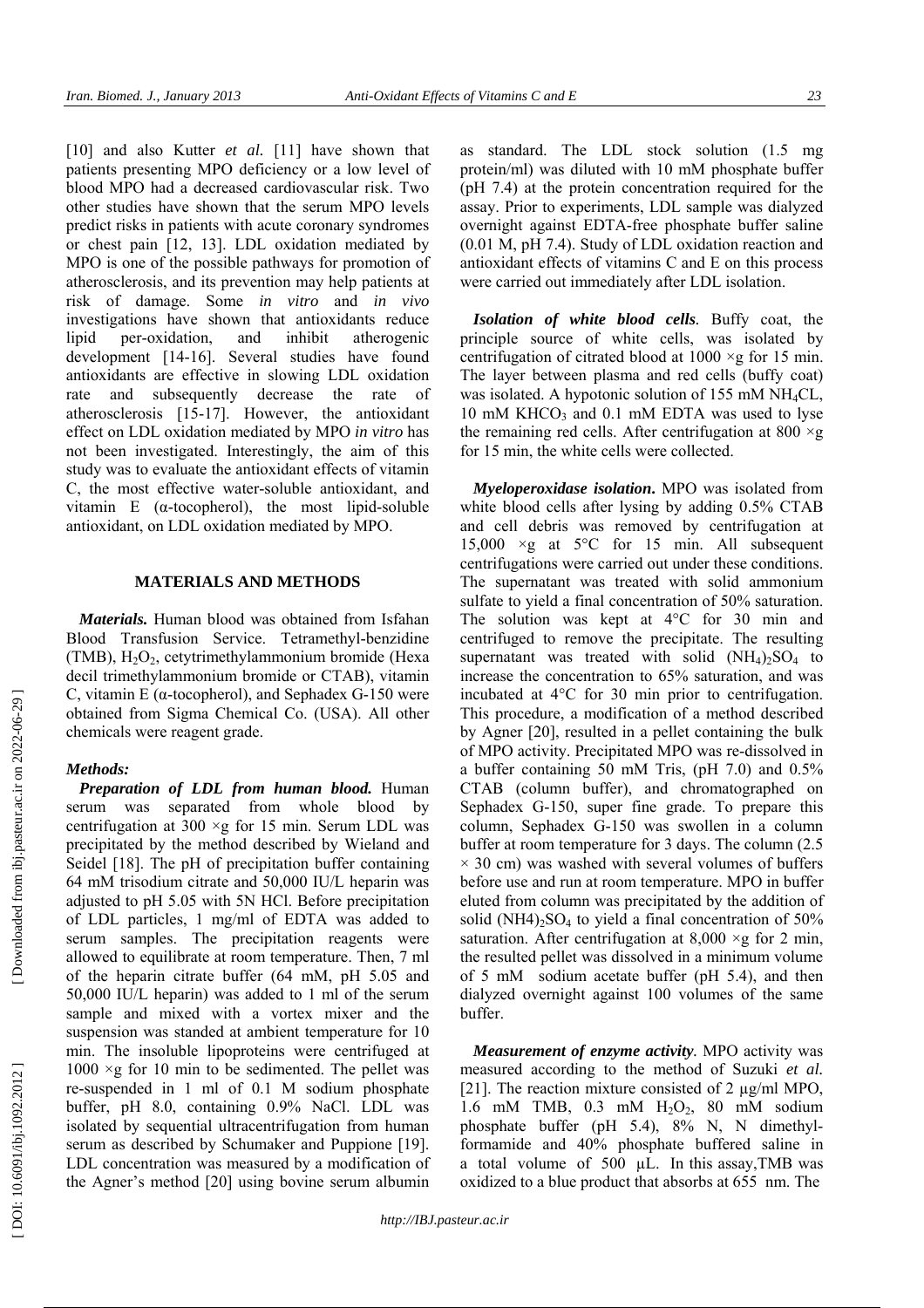[10] and also Kutter *et al.* [11] have shown that patients presenting MPO deficiency or a low level of blood MPO had a decreased cardiovascular risk. Two other studies have shown that the serum MPO levels predict risks in patients with acute coronary syndromes or chest pain [12, 13]. LDL oxidation mediated by MPO is one of the possible pathways for promotion of atherosclerosis, and its prevention may help patients at risk of damage. Some *in vitro* and *in vivo* investigations have shown that antioxidants reduce lipid per-oxidation, and inhibit atherogenic development [14-16]. Several studies have found antioxidants are effective in slowing LDL oxidation rate and subsequently decrease the rate of atherosclerosis [15-17]. However, the antioxidant effect on LDL oxidation mediated by MPO *in vitro* has not been investigated. Interestingly, the aim of this study was to evaluate the antioxidant effects of vitamin C, the most effective water-soluble antioxidant, and vitamin E (α-tocopherol), the most lipid-soluble antioxidant, on LDL oxidation mediated by MPO.

## MATERIALS AND METHODS

***Materials.*** Human blood was obtained from Isfahan Blood Transfusion Service. Tetramethyl-benzidine (TMB), $H_2O_2$, cetytrimethylammonium bromide (Hexa decil trimethylammonium bromide or CTAB), vitamin C, vitamin E (α-tocopherol), and Sephadex G-150 were obtained from Sigma Chemical Co. (USA). All other chemicals were reagent grade.

***Methods:***

***Preparation of LDL from human blood.*** Human serum was separated from whole blood by centrifugation at 300 ×g for 15 min. Serum LDL was precipitated by the method described by Wieland and Seidel [18]. The pH of precipitation buffer containing 64 mM trisodium citrate and 50,000 IU/L heparin was adjusted to pH 5.05 with 5N HCl. Before precipitation of LDL particles, 1 mg/ml of EDTA was added to serum samples. The precipitation reagents were allowed to equilibrate at room temperature. Then, 7 ml of the heparin citrate buffer (64 mM, pH 5.05 and 50,000 IU/L heparin) was added to 1 ml of the serum sample and mixed with a vortex mixer and the suspension was standed at ambient temperature for 10 min. The insoluble lipoproteins were centrifuged at 1000 ×g for 10 min to be sedimented. The pellet was re-suspended in 1 ml of 0.1 M sodium phosphate buffer, pH 8.0, containing 0.9% NaCl. LDL was isolated by sequential ultracentrifugation from human serum as described by Schumaker and Puppione [19]. LDL concentration was measured by a modification of the Agner's method [20] using bovine serum albumin as standard. The LDL stock solution (1.5 mg protein/ml) was diluted with 10 mM phosphate buffer (pH 7.4) at the protein concentration required for the assay. Prior to experiments, LDL sample was dialyzed overnight against EDTA-free phosphate buffer saline (0.01 M, pH 7.4). Study of LDL oxidation reaction and antioxidant effects of vitamins C and E on this process were carried out immediately after LDL isolation.

***Isolation of white blood cells.*** Buffy coat, the principle source of white cells, was isolated by centrifugation of citrated blood at 1000 ×g for 15 min. The layer between plasma and red cells (buffy coat) was isolated. A hypotonic solution of 155 mM $NH_4CL$, 10 mM $KHCO_3$ and 0.1 mM EDTA was used to lyse the remaining red cells. After centrifugation at 800 ×g for 15 min, the white cells were collected.

***Myeloperoxidase isolation.*** MPO was isolated from white blood cells after lysing by adding 0.5% CTAB and cell debris was removed by centrifugation at 15,000 ×g at 5°C for 15 min. All subsequent centrifugations were carried out under these conditions. The supernatant was treated with solid ammonium sulfate to yield a final concentration of 50% saturation. The solution was kept at 4°C for 30 min and centrifuged to remove the precipitate. The resulting supernatant was treated with solid $(NH_4)_2SO_4$ to increase the concentration to 65% saturation, and was incubated at 4°C for 30 min prior to centrifugation. This procedure, a modification of a method described by Agner [20], resulted in a pellet containing the bulk of MPO activity. Precipitated MPO was re-dissolved in a buffer containing 50 mM Tris, (pH 7.0) and 0.5% CTAB (column buffer), and chromatographed on Sephadex G-150, super fine grade. To prepare this column, Sephadex G-150 was swollen in a column buffer at room temperature for 3 days. The column (2.5 × 30 cm) was washed with several volumes of buffers before use and run at room temperature. MPO in buffer eluted from column was precipitated by the addition of solid $(NH4)_2SO_4$ to yield a final concentration of 50% saturation. After centrifugation at 8,000 ×g for 2 min, the resulted pellet was dissolved in a minimum volume of 5 mM sodium acetate buffer (pH 5.4), and then dialyzed overnight against 100 volumes of the same buffer.

***Measurement of enzyme activity.*** MPO activity was measured according to the method of Suzuki *et al.* [21]. The reaction mixture consisted of 2 µg/ml MPO, 1.6 mM TMB, 0.3 mM $H_2O_2$, 80 mM sodium phosphate buffer (pH 5.4), 8% N, N dimethyl-formamide and 40% phosphate buffered saline in a total volume of 500 µL. In this assay,TMB was oxidized to a blue product that absorbs at 655 nm. The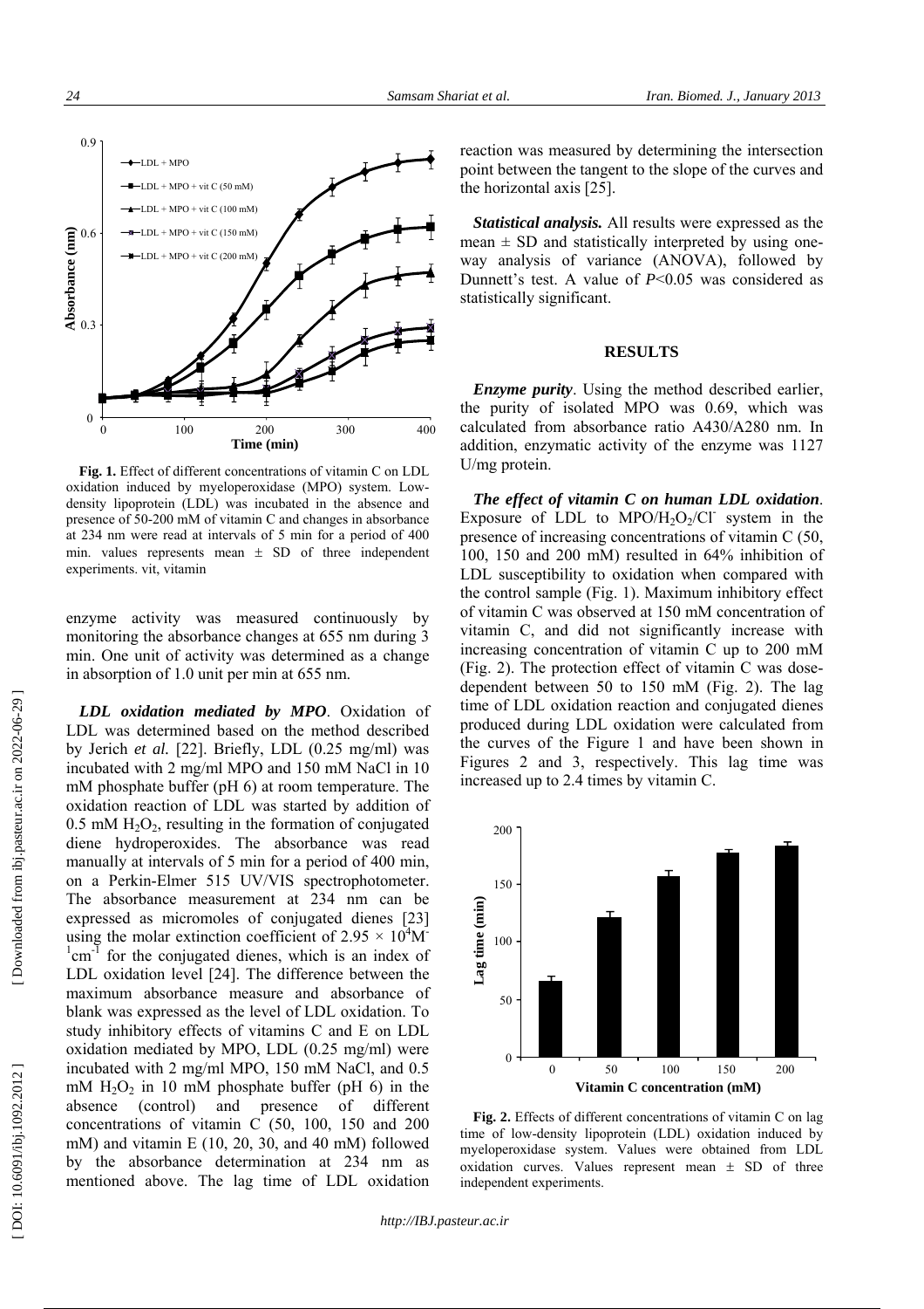**Fig. 1.** Effect of different concentrations of vitamin C on LDL oxidation induced by myeloperoxidase (MPO) system. Low-density lipoprotein (LDL) was incubated in the absence and presence of 50-200 mM of vitamin C and changes in absorbance at 234 nm were read at intervals of 5 min for a period of 400 min. values represents mean ± SD of three independent experiments. vit, vitamin

enzyme activity was measured continuously by monitoring the absorbance changes at 655 nm during 3 min. One unit of activity was determined as a change in absorption of 1.0 unit per min at 655 nm.

***LDL oxidation mediated by MPO***. Oxidation of LDL was determined based on the method described by Jerich *et al.* [22]. Briefly, LDL (0.25 mg/ml) was incubated with 2 mg/ml MPO and 150 mM NaCl in 10 mM phosphate buffer (pH 6) at room temperature. The oxidation reaction of LDL was started by addition of 0.5 mM $H_2O_2$, resulting in the formation of conjugated diene hydroperoxides. The absorbance was read manually at intervals of 5 min for a period of 400 min, on a Perkin-Elmer 515 UV/VIS spectrophotometer. The absorbance measurement at 234 nm can be expressed as micromoles of conjugated dienes [23] using the molar extinction coefficient of $2.95 \times 10^4 M^{-1} cm^{-1}$ for the conjugated dienes, which is an index of LDL oxidation level [24]. The difference between the maximum absorbance measure and absorbance of blank was expressed as the level of LDL oxidation. To study inhibitory effects of vitamins C and E on LDL oxidation mediated by MPO, LDL (0.25 mg/ml) were incubated with 2 mg/ml MPO, 150 mM NaCl, and 0.5 mM $H_2O_2$ in 10 mM phosphate buffer (pH 6) in the absence (control) and presence of different concentrations of vitamin C (50, 100, 150 and 200 mM) and vitamin E (10, 20, 30, and 40 mM) followed by the absorbance determination at 234 nm as mentioned above. The lag time of LDL oxidation reaction was measured by determining the intersection point between the tangent to the slope of the curves and the horizontal axis [25].

***Statistical analysis.*** All results were expressed as the mean ± SD and statistically interpreted by using one-way analysis of variance (ANOVA), followed by Dunnett's test. A value of $P<0.05$ was considered as statistically significant.

## RESULTS

***Enzyme purity***. Using the method described earlier, the purity of isolated MPO was 0.69, which was calculated from absorbance ratio A430/A280 nm. In addition, enzymatic activity of the enzyme was 1127 U/mg protein.

***The effect of vitamin C on human LDL oxidation***. Exposure of LDL to $MPO/H_2O_2/Cl^-$ system in the presence of increasing concentrations of vitamin C (50, 100, 150 and 200 mM) resulted in 64% inhibition of LDL susceptibility to oxidation when compared with the control sample (Fig. 1). Maximum inhibitory effect of vitamin C was observed at 150 mM concentration of vitamin C, and did not significantly increase with increasing concentration of vitamin C up to 200 mM (Fig. 2). The protection effect of vitamin C was dose-dependent between 50 to 150 mM (Fig. 2). The lag time of LDL oxidation reaction and conjugated dienes produced during LDL oxidation were calculated from the curves of the Figure 1 and have been shown in Figures 2 and 3, respectively. This lag time was increased up to 2.4 times by vitamin C.

**Fig. 2.** Effects of different concentrations of vitamin C on lag time of low-density lipoprotein (LDL) oxidation induced by myeloperoxidase system. Values were obtained from LDL oxidation curves. Values represent mean ± SD of three independent experiments.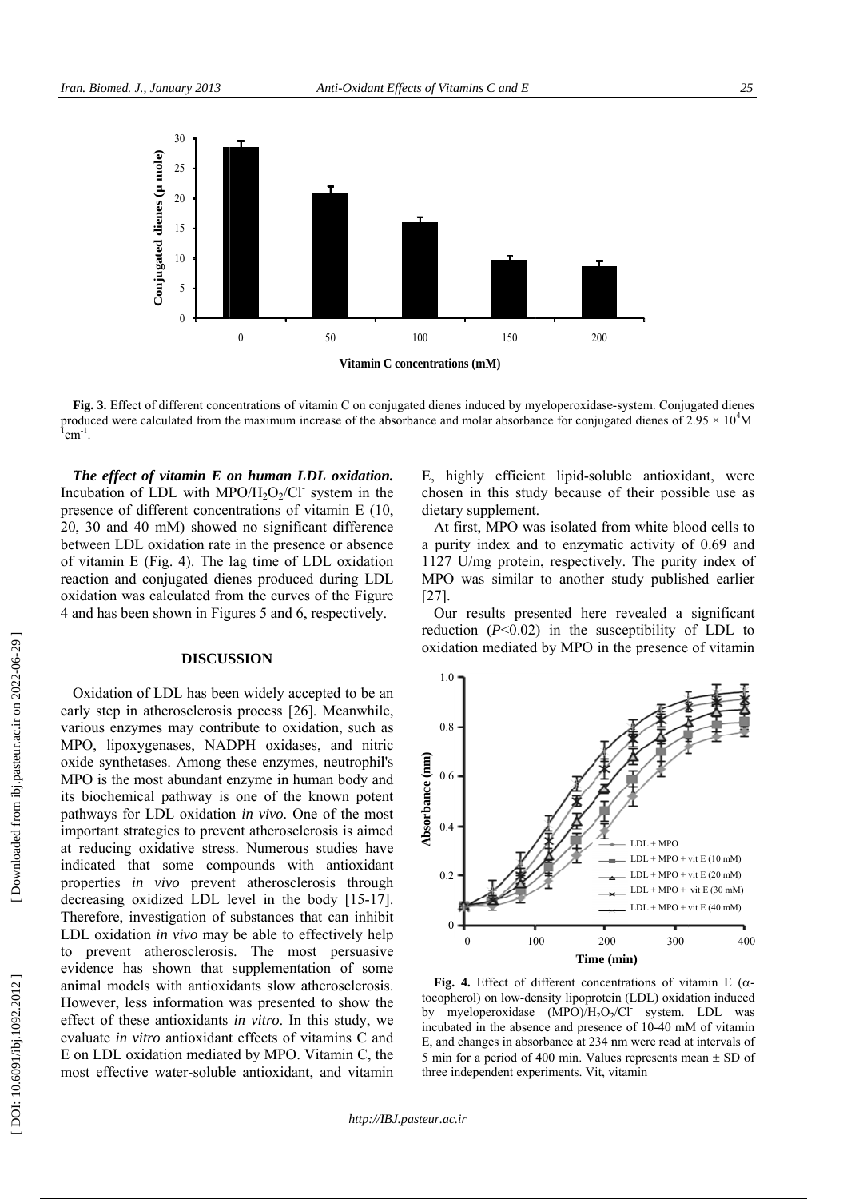Fig. 3. Effect of different concentrations of vitamin C on conjugated dienes induced by myeloperoxidase-system. Conjugated dienes produced were calculated from the maximum increase of the absorbance and molar absorbance for conjugated dienes of $2.95 \times 10^4 M^{-1} cm^{-1}$.

***The effect of vitamin E on human LDL oxidation.*** Incubation of LDL with $MPO/H_2O_2/Cl^-$ system in the presence of different concentrations of vitamin E (10, 20, 30 and 40 mM) showed no significant difference between LDL oxidation rate in the presence or absence of vitamin E (Fig. 4). The lag time of LDL oxidation reaction and conjugated dienes produced during LDL oxidation was calculated from the curves of the Figure 4 and has been shown in Figures 5 and 6, respectively.

## DISCUSSION

Oxidation of LDL has been widely accepted to be an early step in atherosclerosis process [26]. Meanwhile, various enzymes may contribute to oxidation, such as MPO, lipoxygenases, NADPH oxidases, and nitric oxide synthetases. Among these enzymes, neutrophil's MPO is the most abundant enzyme in human body and its biochemical pathway is one of the known potent pathways for LDL oxidation *in vivo*. One of the most important strategies to prevent atherosclerosis is aimed at reducing oxidative stress. Numerous studies have indicated that some compounds with antioxidant properties *in vivo* prevent atherosclerosis through decreasing oxidized LDL level in the body [15-17]. Therefore, investigation of substances that can inhibit LDL oxidation *in vivo* may be able to effectively help to prevent atherosclerosis. The most persuasive evidence has shown that supplementation of some animal models with antioxidants slow atherosclerosis. However, less information was presented to show the effect of these antioxidants *in vitro*. In this study, we evaluate *in vitro* antioxidant effects of vitamins C and E on LDL oxidation mediated by MPO. Vitamin C, the most effective water-soluble antioxidant, and vitamin E, highly efficient lipid-soluble antioxidant, were chosen in this study because of their possible use as dietary supplement.

At first, MPO was isolated from white blood cells to a purity index and to enzymatic activity of 0.69 and 1127 U/mg protein, respectively. The purity index of MPO was similar to another study published earlier [27].

Our results presented here revealed a significant reduction ($P<0.02$) in the susceptibility of LDL to oxidation mediated by MPO in the presence of vitamin

Fig. 4. Effect of different concentrations of vitamin E ($\alpha$-tocopherol) on low-density lipoprotein (LDL) oxidation induced by myeloperoxidase $(MPO)/H_2O_2/Cl^-$ system. LDL was incubated in the absence and presence of 10-40 mM of vitamin E, and changes in absorbance at 234 nm were read at intervals of 5 min for a period of 400 min. Values represents mean ± SD of three independent experiments. Vit, vitamin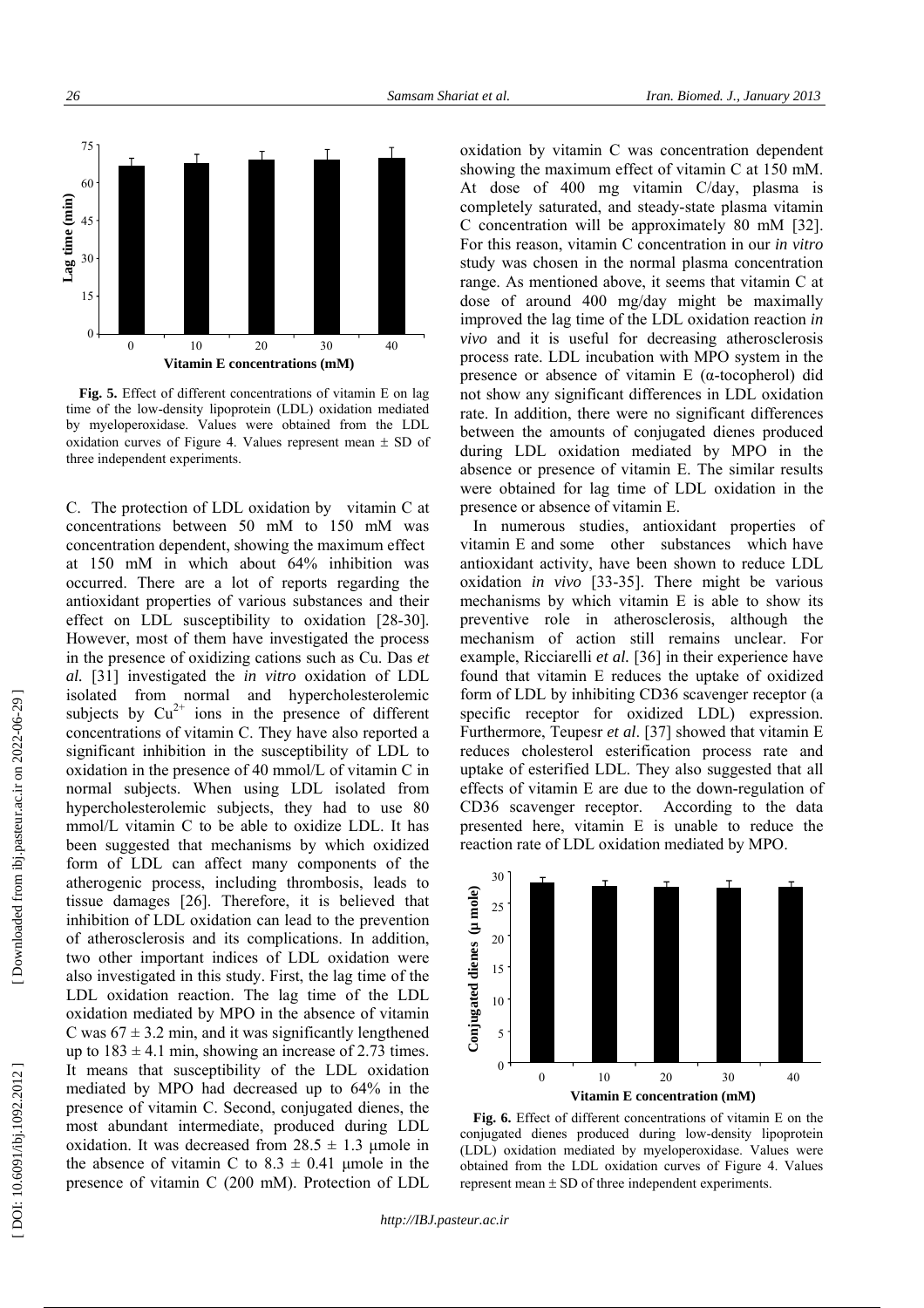Fig. 5. Effect of different concentrations of vitamin E on lag time of the low-density lipoprotein (LDL) oxidation mediated by myeloperoxidase. Values were obtained from the LDL oxidation curves of Figure 4. Values represent mean ± SD of three independent experiments.

C. The protection of LDL oxidation by vitamin C at concentrations between 50 mM to 150 mM was concentration dependent, showing the maximum effect at 150 mM in which about 64% inhibition was occurred. There are a lot of reports regarding the antioxidant properties of various substances and their effect on LDL susceptibility to oxidation [28-30]. However, most of them have investigated the process in the presence of oxidizing cations such as Cu. Das *et al.* [31] investigated the *in vitro* oxidation of LDL isolated from normal and hypercholesterolemic subjects by $Cu^{2+}$ ions in the presence of different concentrations of vitamin C. They have also reported a significant inhibition in the susceptibility of LDL to oxidation in the presence of 40 mmol/L of vitamin C in normal subjects. When using LDL isolated from hypercholesterolemic subjects, they had to use 80 mmol/L vitamin C to be able to oxidize LDL. It has been suggested that mechanisms by which oxidized form of LDL can affect many components of the atherogenic process, including thrombosis, leads to tissue damages [26]. Therefore, it is believed that inhibition of LDL oxidation can lead to the prevention of atherosclerosis and its complications. In addition, two other important indices of LDL oxidation were also investigated in this study. First, the lag time of the LDL oxidation reaction. The lag time of the LDL oxidation mediated by MPO in the absence of vitamin C was $67 \pm 3.2$ min, and it was significantly lengthened up to $183 \pm 4.1$ min, showing an increase of 2.73 times. It means that susceptibility of the LDL oxidation mediated by MPO had decreased up to 64% in the presence of vitamin C. Second, conjugated dienes, the most abundant intermediate, produced during LDL oxidation. It was decreased from $28.5 \pm 1.3$ µmole in the absence of vitamin C to $8.3 \pm 0.41$ µmole in the presence of vitamin C (200 mM). Protection of LDL oxidation by vitamin C was concentration dependent showing the maximum effect of vitamin C at 150 mM. At dose of 400 mg vitamin C/day, plasma is completely saturated, and steady-state plasma vitamin C concentration will be approximately 80 mM [32]. For this reason, vitamin C concentration in our *in vitro* study was chosen in the normal plasma concentration range. As mentioned above, it seems that vitamin C at dose of around 400 mg/day might be maximally improved the lag time of the LDL oxidation reaction *in vivo* and it is useful for decreasing atherosclerosis process rate. LDL incubation with MPO system in the presence or absence of vitamin E (α-tocopherol) did not show any significant differences in LDL oxidation rate. In addition, there were no significant differences between the amounts of conjugated dienes produced during LDL oxidation mediated by MPO in the absence or presence of vitamin E. The similar results were obtained for lag time of LDL oxidation in the presence or absence of vitamin E.

In numerous studies, antioxidant properties of vitamin E and some other substances which have antioxidant activity, have been shown to reduce LDL oxidation *in vivo* [33-35]. There might be various mechanisms by which vitamin E is able to show its preventive role in atherosclerosis, although the mechanism of action still remains unclear. For example, Ricciarelli *et al.* [36] in their experience have found that vitamin E reduces the uptake of oxidized form of LDL by inhibiting CD36 scavenger receptor (a specific receptor for oxidized LDL) expression. Furthermore, Teupesr *et al*. [37] showed that vitamin E reduces cholesterol esterification process rate and uptake of esterified LDL. They also suggested that all effects of vitamin E are due to the down-regulation of CD36 scavenger receptor. According to the data presented here, vitamin E is unable to reduce the reaction rate of LDL oxidation mediated by MPO.

Fig. 6. Effect of different concentrations of vitamin E on the conjugated dienes produced during low-density lipoprotein (LDL) oxidation mediated by myeloperoxidase. Values were obtained from the LDL oxidation curves of Figure 4. Values represent mean ± SD of three independent experiments.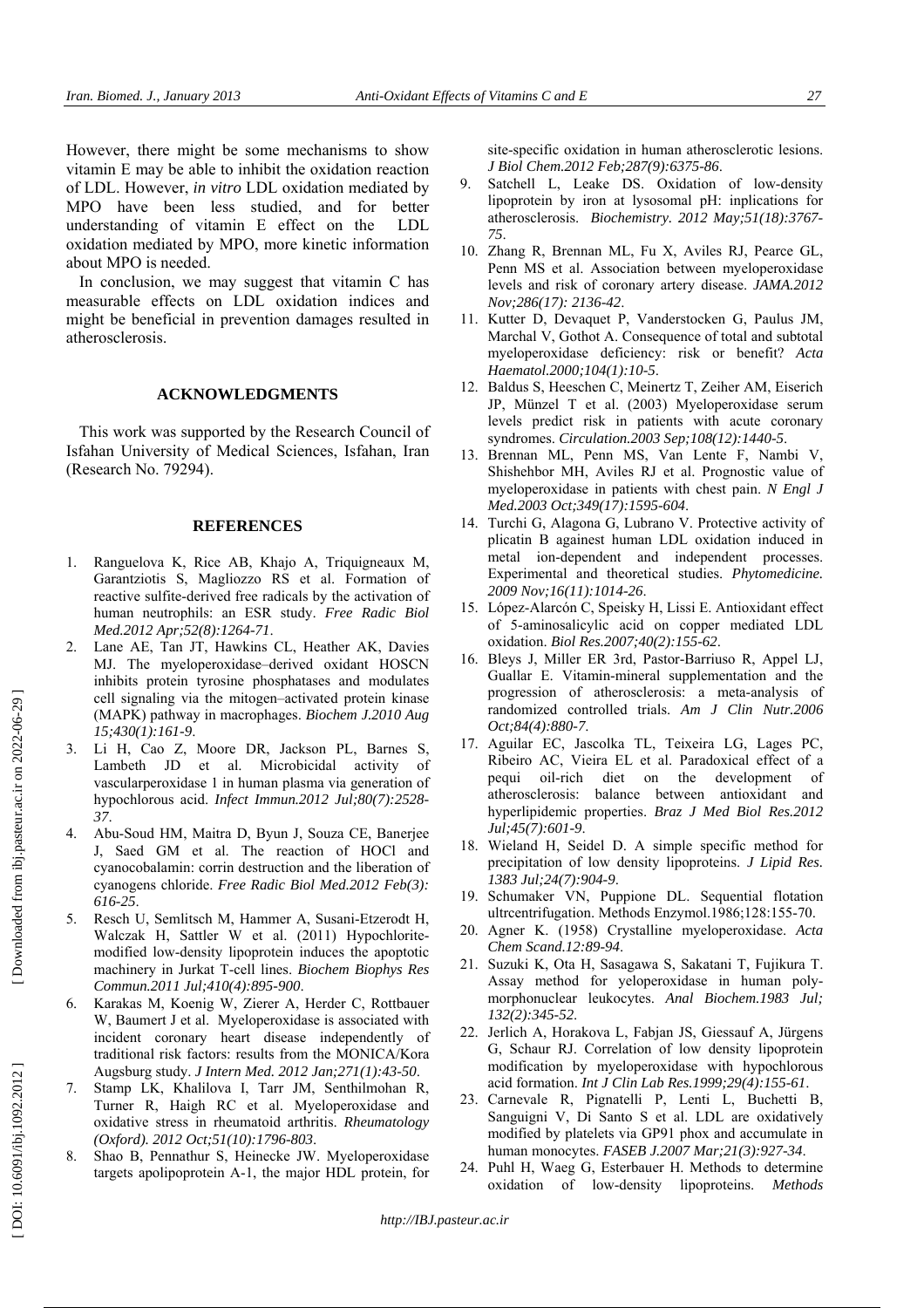However, there might be some mechanisms to show vitamin E may be able to inhibit the oxidation reaction of LDL. However, *in vitro* LDL oxidation mediated by MPO have been less studied, and for better understanding of vitamin E effect on the LDL oxidation mediated by MPO, more kinetic information about MPO is needed.

In conclusion, we may suggest that vitamin C has measurable effects on LDL oxidation indices and might be beneficial in prevention damages resulted in atherosclerosis.

## ACKNOWLEDGMENTS

This work was supported by the Research Council of Isfahan University of Medical Sciences, Isfahan, Iran (Research No. 79294).

## REFERENCES

1. Ranguelova K, Rice AB, Khajo A, Triquigneaux M, Garantziotis S, Magliozzo RS et al. Formation of reactive sulfite-derived free radicals by the activation of human neutrophils: an ESR study. *Free Radic Biol Med.2012 Apr;52(8):1264-71*.
2. Lane AE, Tan JT, Hawkins CL, Heather AK, Davies MJ. The myeloperoxidase–derived oxidant HOSCN inhibits protein tyrosine phosphatases and modulates cell signaling via the mitogen–activated protein kinase (MAPK) pathway in macrophages. *Biochem J.2010 Aug 15;430(1):161-9*.
3. Li H, Cao Z, Moore DR, Jackson PL, Barnes S, Lambeth JD et al. Microbicidal activity of vascularperoxidase 1 in human plasma via generation of hypochlorous acid. *Infect Immun.2012 Jul;80(7):2528-37*.
4. Abu-Soud HM, Maitra D, Byun J, Souza CE, Banerjee J, Saed GM et al. The reaction of HOCl and cyanocobalamin: corrin destruction and the liberation of cyanogens chloride. *Free Radic Biol Med.2012 Feb(3): 616-25*.
5. Resch U, Semlitsch M, Hammer A, Susani-Etzerodt H, Walczak H, Sattler W et al. (2011) Hypochlorite-modified low-density lipoprotein induces the apoptotic machinery in Jurkat T-cell lines. *Biochem Biophys Res Commun.2011 Jul;410(4):895-900*.
6. Karakas M, Koenig W, Zierer A, Herder C, Rottbauer W, Baumert J et al. Myeloperoxidase is associated with incident coronary heart disease independently of traditional risk factors: results from the MONICA/Kora Augsburg study. *J Intern Med. 2012 Jan;271(1):43-50*.
7. Stamp LK, Khalilova I, Tarr JM, Senthilmohan R, Turner R, Haigh RC et al. Myeloperoxidase and oxidative stress in rheumatoid arthritis. *Rheumatology (Oxford). 2012 Oct;51(10):1796-803*.
8. Shao B, Pennathur S, Heinecke JW. Myeloperoxidase targets apolipoprotein A-1, the major HDL protein, for site-specific oxidation in human atherosclerotic lesions. *J Biol Chem.2012 Feb;287(9):6375-86*.
9. Satchell L, Leake DS. Oxidation of low-density lipoprotein by iron at lysosomal pH: inplications for atherosclerosis. *Biochemistry. 2012 May;51(18):3767-75*.
10. Zhang R, Brennan ML, Fu X, Aviles RJ, Pearce GL, Penn MS et al. Association between myeloperoxidase levels and risk of coronary artery disease. *JAMA.2012 Nov;286(17): 2136-42*.
11. Kutter D, Devaquet P, Vanderstocken G, Paulus JM, Marchal V, Gothot A. Consequence of total and subtotal myeloperoxidase deficiency: risk or benefit? *Acta Haematol.2000;104(1):10-5*.
12. Baldus S, Heeschen C, Meinertz T, Zeiher AM, Eiserich JP, Münzel T et al. (2003) Myeloperoxidase serum levels predict risk in patients with acute coronary syndromes. *Circulation.2003 Sep;108(12):1440-5*.
13. Brennan ML, Penn MS, Van Lente F, Nambi V, Shishehbor MH, Aviles RJ et al. Prognostic value of myeloperoxidase in patients with chest pain. *N Engl J Med.2003 Oct;349(17):1595-604*.
14. Turchi G, Alagona G, Lubrano V. Protective activity of plicatin B againest human LDL oxidation induced in metal ion-dependent and independent processes. Experimental and theoretical studies. *Phytomedicine. 2009 Nov;16(11):1014-26*.
15. López-Alarcón C, Speisky H, Lissi E. Antioxidant effect of 5-aminosalicylic acid on copper mediated LDL oxidation. *Biol Res.2007;40(2):155-62*.
16. Bleys J, Miller ER 3rd, Pastor-Barriuso R, Appel LJ, Guallar E. Vitamin-mineral supplementation and the progression of atherosclerosis: a meta-analysis of randomized controlled trials. *Am J Clin Nutr.2006 Oct;84(4):880-7*.
17. Aguilar EC, Jascolka TL, Teixeira LG, Lages PC, Ribeiro AC, Vieira EL et al. Paradoxical effect of a pequi oil-rich diet on the development of atherosclerosis: balance between antioxidant and hyperlipidemic properties. *Braz J Med Biol Res.2012 Jul;45(7):601-9*.
18. Wieland H, Seidel D. A simple specific method for precipitation of low density lipoproteins. *J Lipid Res. 1383 Jul;24(7):904-9*.
19. Schumaker VN, Puppione DL. Sequential flotation ultrcentrifugation. Methods Enzymol.1986;128:155-70.
20. Agner K. (1958) Crystalline myeloperoxidase. *Acta Chem Scand.12:89-94*.
21. Suzuki K, Ota H, Sasagawa S, Sakatani T, Fujikura T. Assay method for yeloperoxidase in human poly-morphonuclear leukocytes. *Anal Biochem.1983 Jul; 132(2):345-52*.
22. Jerlich A, Horakova L, Fabjan JS, Giessauf A, Jürgens G, Schaur RJ. Correlation of low density lipoprotein modification by myeloperoxidase with hypochlorous acid formation. *Int J Clin Lab Res.1999;29(4):155-61*.
23. Carnevale R, Pignatelli P, Lenti L, Buchetti B, Sanguigni V, Di Santo S et al. LDL are oxidatively modified by platelets via GP91 phox and accumulate in human monocytes. *FASEB J.2007 Mar;21(3):927-34*.
24. Puhl H, Waeg G, Esterbauer H. Methods to determine oxidation of low-density lipoproteins. *Methods*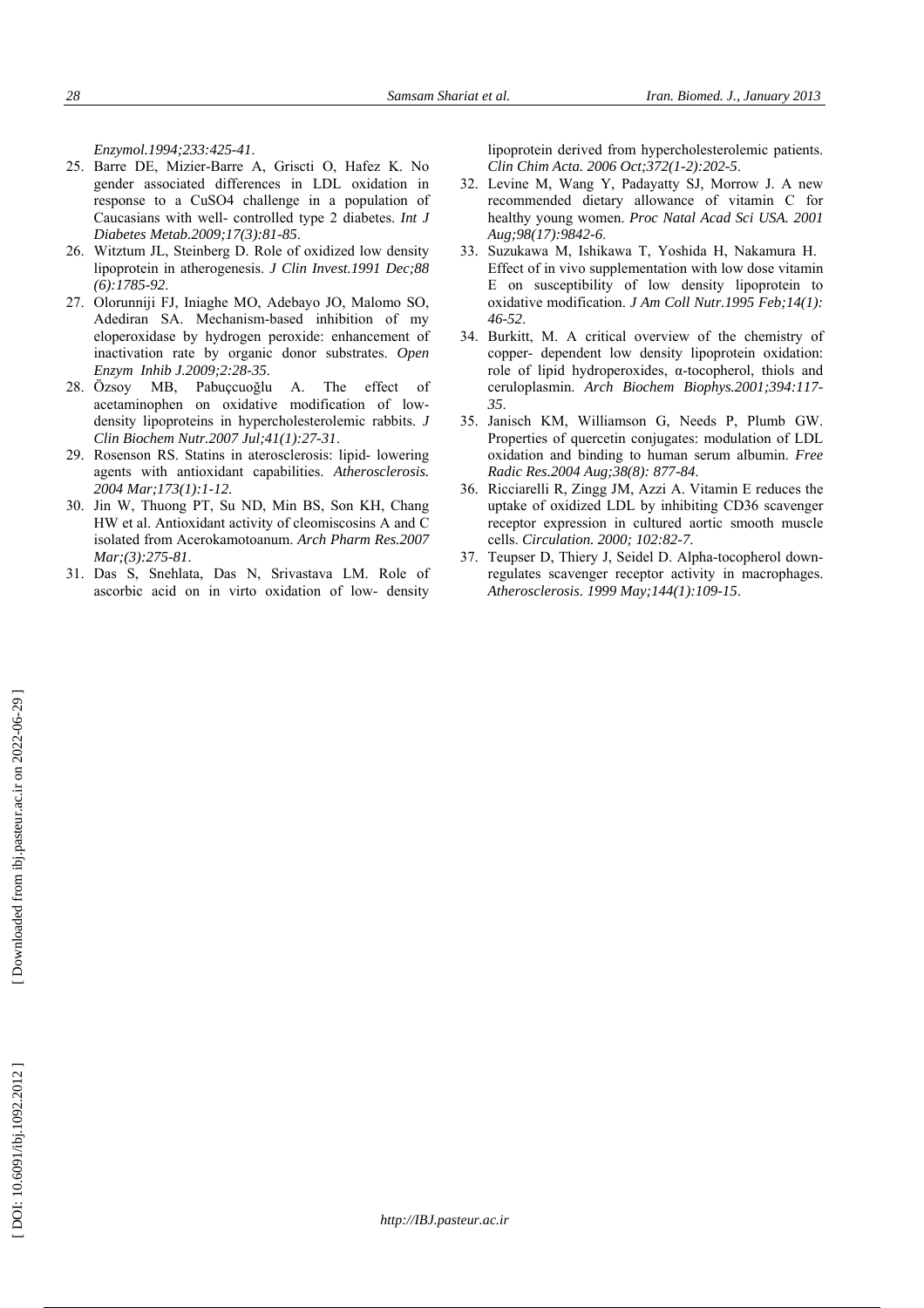*Enzymol.1994;233:425-41*.

25. Barre DE, Mizier-Barre A, Griscti O, Hafez K. No gender associated differences in LDL oxidation in response to a CuSO4 challenge in a population of Caucasians with well- controlled type 2 diabetes. *Int J Diabetes Metab.2009;17(3):81-85*.
26. Witztum JL, Steinberg D. Role of oxidized low density lipoprotein in atherogenesis. *J Clin Invest.1991 Dec;88 (6):1785-92*.
27. Olorunniji FJ, Iniaghe MO, Adebayo JO, Malomo SO, Adediran SA. Mechanism-based inhibition of my eloperoxidase by hydrogen peroxide: enhancement of inactivation rate by organic donor substrates. *Open Enzym Inhib J.2009;2:28-35*.
28. Özsoy MB, Pabuçcuoğlu A. The effect of acetaminophen on oxidative modification of low-density lipoproteins in hypercholesterolemic rabbits. *J Clin Biochem Nutr.2007 Jul;41(1):27-31*.
29. Rosenson RS. Statins in aterosclerosis: lipid- lowering agents with antioxidant capabilities. *Atherosclerosis. 2004 Mar;173(1):1-12*.
30. Jin W, Thuong PT, Su ND, Min BS, Son KH, Chang HW et al. Antioxidant activity of cleomiscosins A and C isolated from Acerokamotoanum. *Arch Pharm Res.2007 Mar;(3):275-81*.
31. Das S, Snehlata, Das N, Srivastava LM. Role of ascorbic acid on in virto oxidation of low- density lipoprotein derived from hypercholesterolemic patients. *Clin Chim Acta. 2006 Oct;372(1-2):202-5*.
32. Levine M, Wang Y, Padayatty SJ, Morrow J. A new recommended dietary allowance of vitamin C for healthy young women. *Proc Natal Acad Sci USA. 2001 Aug;98(17):9842-6*.
33. Suzukawa M, Ishikawa T, Yoshida H, Nakamura H. Effect of in vivo supplementation with low dose vitamin E on susceptibility of low density lipoprotein to oxidative modification. *J Am Coll Nutr.1995 Feb;14(1): 46-52*.
34. Burkitt, M. A critical overview of the chemistry of copper- dependent low density lipoprotein oxidation: role of lipid hydroperoxides, α-tocopherol, thiols and ceruloplasmin. *Arch Biochem Biophys.2001;394:117-35*.
35. Janisch KM, Williamson G, Needs P, Plumb GW. Properties of quercetin conjugates: modulation of LDL oxidation and binding to human serum albumin. *Free Radic Res.2004 Aug;38(8): 877-84*.
36. Ricciarelli R, Zingg JM, Azzi A. Vitamin E reduces the uptake of oxidized LDL by inhibiting CD36 scavenger receptor expression in cultured aortic smooth muscle cells. *Circulation. 2000; 102:82-7*.
37. Teupser D, Thiery J, Seidel D. Alpha-tocopherol down-regulates scavenger receptor activity in macrophages. *Atherosclerosis. 1999 May;144(1):109-15*.